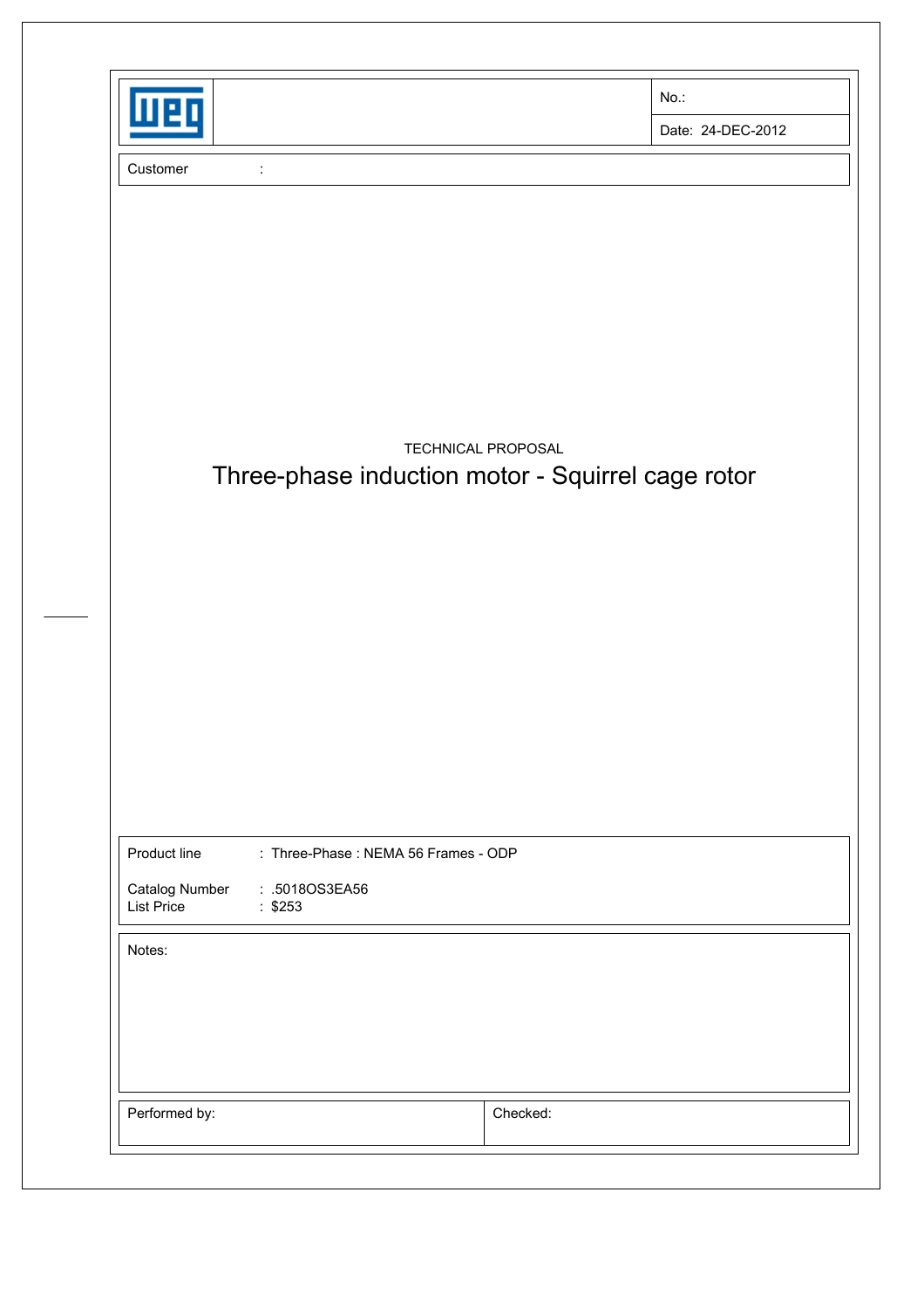| | |
|---|---|
| No.: | |
| Date: 24-DEC-2012 | |

Customer :

TECHNICAL PROPOSAL

# Three-phase induction motor - Squirrel cage rotor

Product line : Three-Phase : NEMA 56 Frames - ODP

Catalog Number : .5018OS3EA56
List Price : $253

Notes:

| Performed by: | Checked: |
|---|---|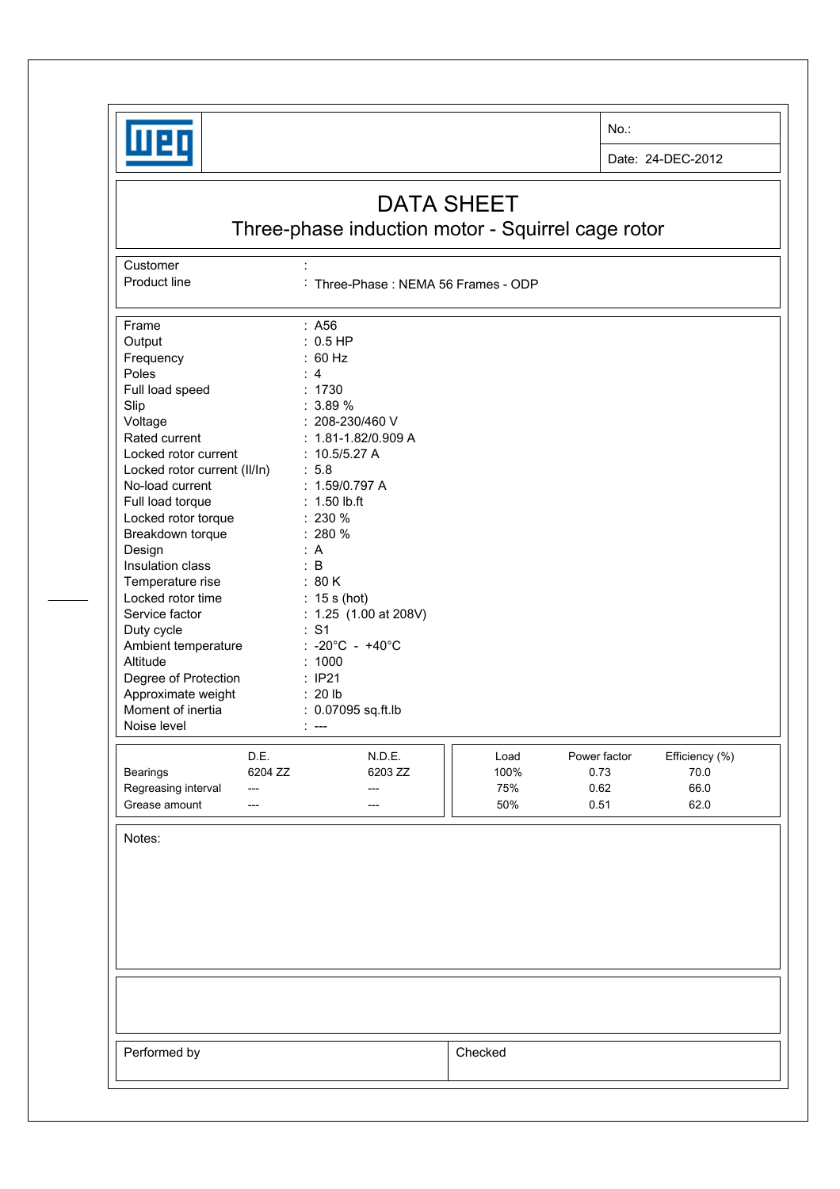No.:

Date: 24-DEC-2012

# DATA SHEET

## Three-phase induction motor - Squirrel cage rotor

| | |
|---|---|
| Customer | : |
| Product line | : Three-Phase : NEMA 56 Frames - ODP |

| | |
|---|---|
| Frame | : A56 |
| Output | : 0.5 HP |
| Frequency | : 60 Hz |
| Poles | : 4 |
| Full load speed | : 1730 |
| Slip | : 3.89 % |
| Voltage | : 208-230/460 V |
| Rated current | : 1.81-1.82/0.909 A |
| Locked rotor current | : 10.5/5.27 A |
| Locked rotor current (Il/In) | : 5.8 |
| No-load current | : 1.59/0.797 A |
| Full load torque | : 1.50 lb.ft |
| Locked rotor torque | : 230 % |
| Breakdown torque | : 280 % |
| Design | : A |
| Insulation class | : B |
| Temperature rise | : 80 K |
| Locked rotor time | : 15 s (hot) |
| Service factor | : 1.25 (1.00 at 208V) |
| Duty cycle | : S1 |
| Ambient temperature | : -20°C - +40°C |
| Altitude | : 1000 |
| Degree of Protection | : IP21 |
| Approximate weight | : 20 lb |
| Moment of inertia | : 0.07095 sq.ft.lb |
| Noise level | : --- |

| | D.E. | N.D.E. |
|---|---|---|
| Bearings | 6204 ZZ | 6203 ZZ |
| Regreasing interval | --- | --- |
| Grease amount | --- | --- |

| Load | Power factor | Efficiency (%) |
|---|---|---|
| 100% | 0.73 | 70.0 |
| 75% | 0.62 | 66.0 |
| 50% | 0.51 | 62.0 |

Notes:

| Performed by | Checked |
|---|---|
| | |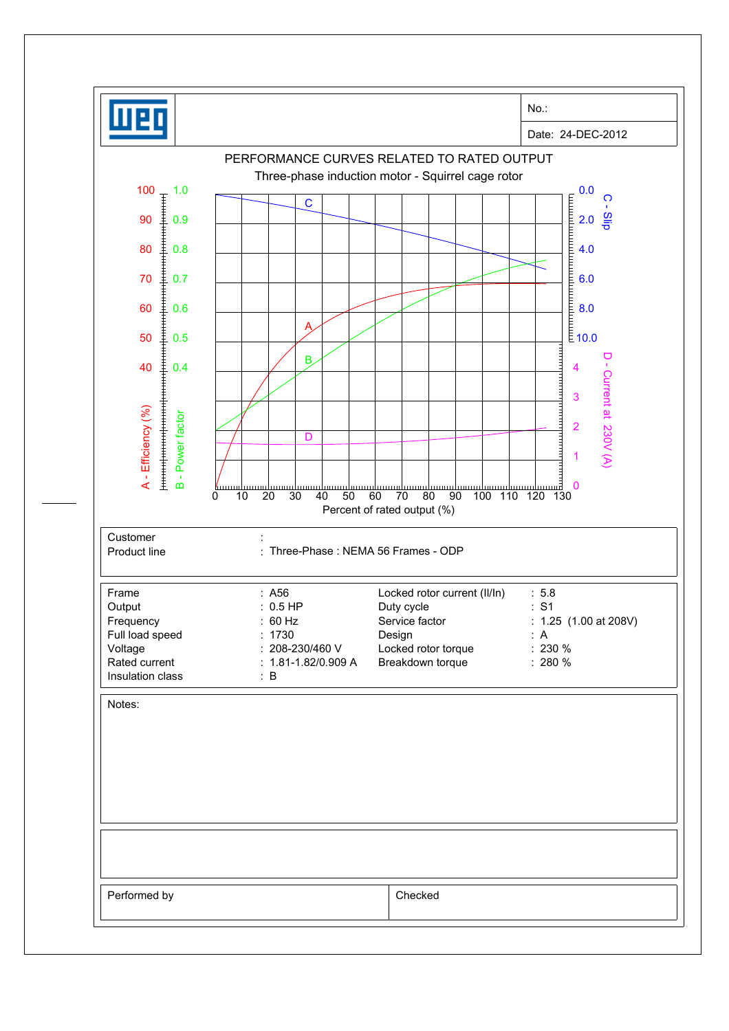**WEG**

| | No.: |
|---|---|
| | Date: 24-DEC-2012 |

## PERFORMANCE CURVES RELATED TO RATED OUTPUT

### Three-phase induction motor - Squirrel cage rotor

| | | |
|---|---|---|
| Customer | : | |
| Product line | : | Three-Phase : NEMA 56 Frames - ODP |

| | | | |
|---|---|---|---|
| Frame | : A56 | Locked rotor current (Il/In) | : 5.8 |
| Output | : 0.5 HP | Duty cycle | : S1 |
| Frequency | : 60 Hz | Service factor | : 1.25 (1.00 at 208V) |
| Full load speed | : 1730 | Design | : A |
| Voltage | : 208-230/460 V | Locked rotor torque | : 230 % |
| Rated current | : 1.81-1.82/0.909 A | Breakdown torque | : 280 % |
| Insulation class | : B | | |

Notes:

| Performed by | Checked |
|---|---|
| | |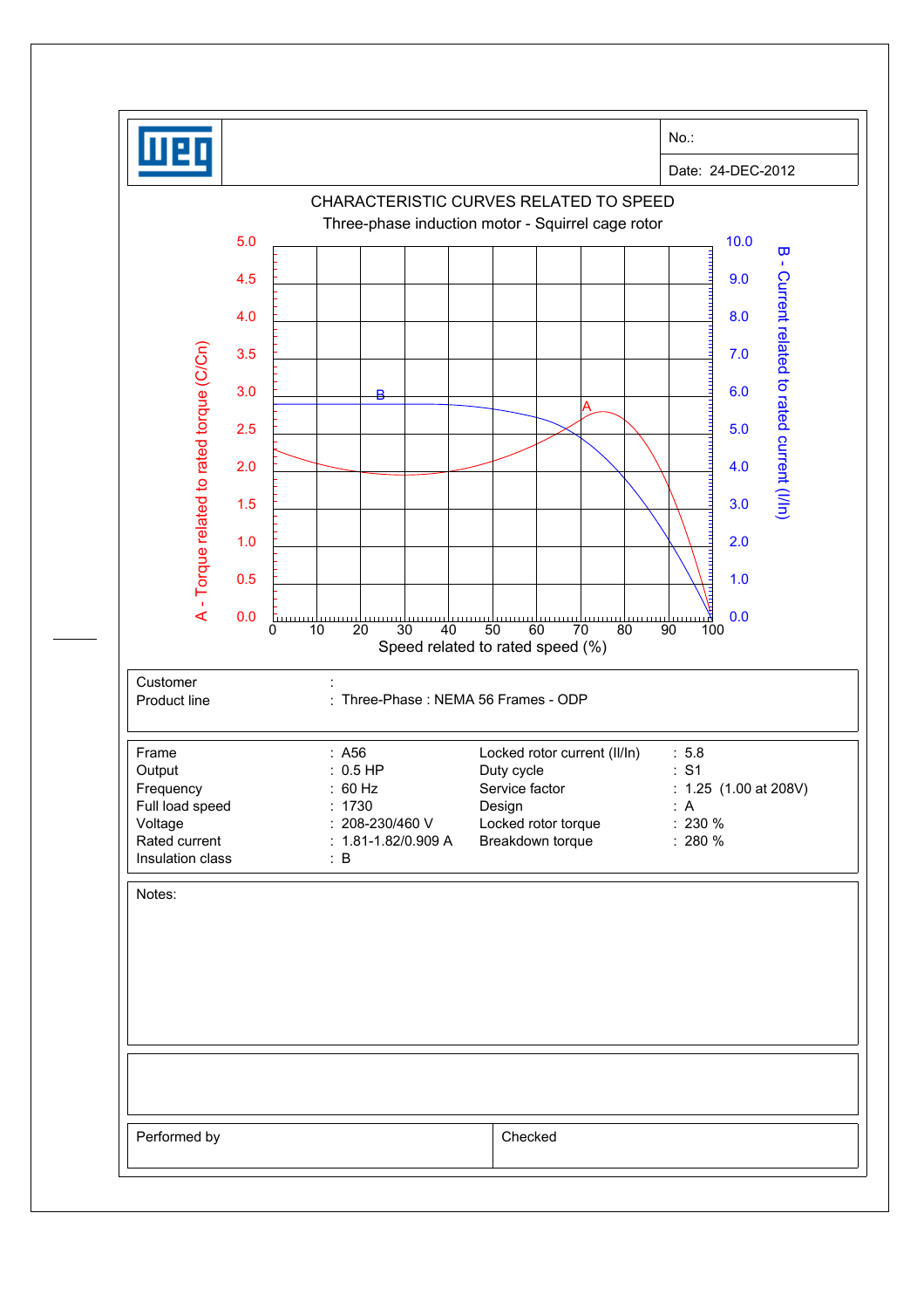No.:

Date: 24-DEC-2012

## CHARACTERISTIC CURVES RELATED TO SPEED

Three-phase induction motor - Squirrel cage rotor

A - Torque related to rated torque (C/Cn)

B - Current related to rated current (I/In)

Speed related to rated speed (%)

5.0
4.5
4.0
3.5
3.0
2.5
2.0
1.5
1.0
0.5
0.0

10.0
9.0
8.0
7.0
6.0
5.0
4.0
3.0
2.0
1.0
0.0

0 10 20 30 40 50 60 70 80 90 100

A

B

| | | |
|---|---|---|
| Customer | : | |
| Product line | : | Three-Phase : NEMA 56 Frames - ODP |

| | | | |
|---|---|---|---|
| Frame | : A56 | Locked rotor current (Il/In) | : 5.8 |
| Output | : 0.5 HP | Duty cycle | : S1 |
| Frequency | : 60 Hz | Service factor | : 1.25 (1.00 at 208V) |
| Full load speed | : 1730 | Design | : A |
| Voltage | : 208-230/460 V | Locked rotor torque | : 230 % |
| Rated current | : 1.81-1.82/0.909 A | Breakdown torque | : 280 % |
| Insulation class | : B | | |

Notes:

| | |
|---|---|
| Performed by | Checked |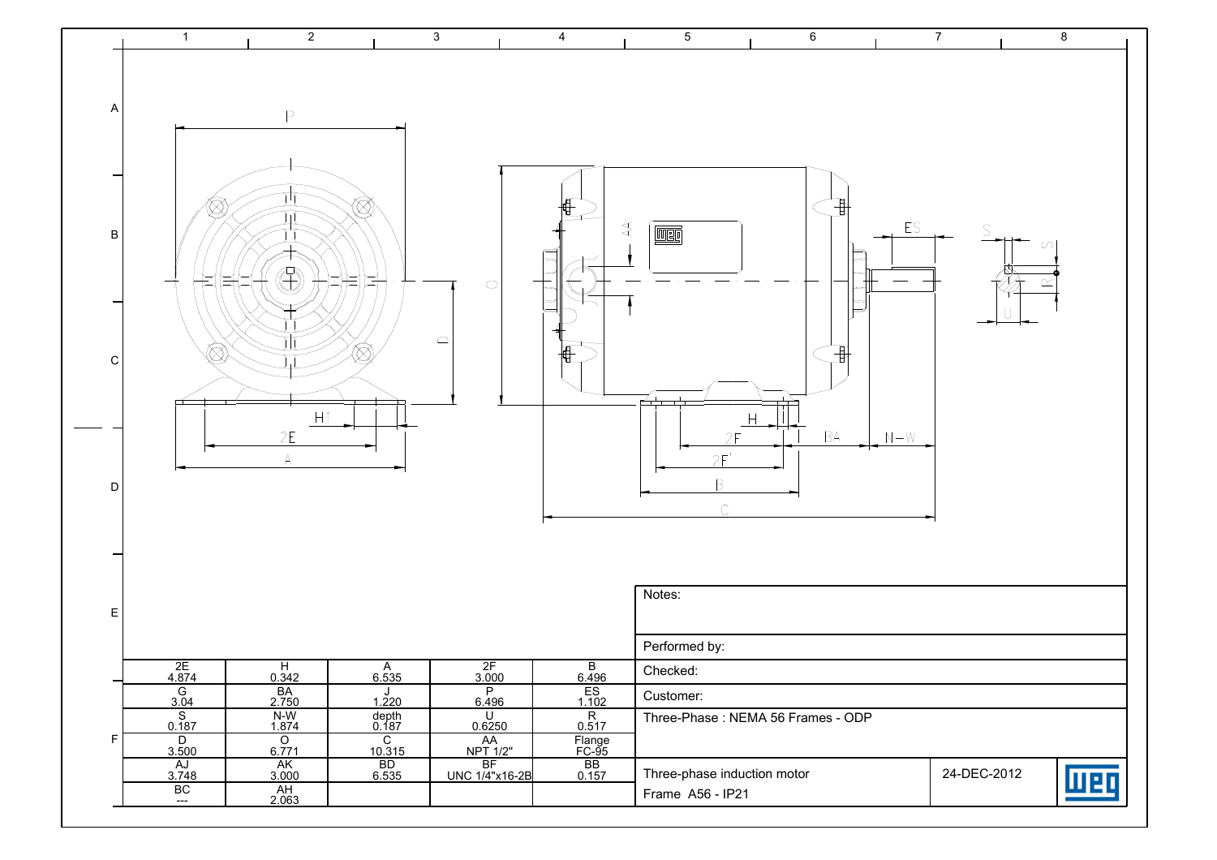| | | | | |
|---|---|---|---|---|
| 2E<br>4.874 | H<br>0.342 | A<br>6.535 | 2F<br>3.000 | B<br>6.496 |
| G<br>3.04 | BA<br>2.750 | J<br>1.220 | P<br>6.496 | ES<br>1.102 |
| S<br>0.187 | N-W<br>1.874 | depth<br>0.187 | U<br>0.6250 | R<br>0.517 |
| D<br>3.500 | O<br>6.771 | C<br>10.315 | AA<br>NPT 1/2" | Flange<br>FC-95 |
| AJ<br>3.748 | AK<br>3.000 | BD<br>6.535 | BF<br>UNC 1/4"x16-2B | BB<br>0.157 |
| BC<br>--- | AH<br>2.063 | | | |

Notes:

Performed by:

Checked:

Customer:

Three-Phase : NEMA 56 Frames - ODP

Three-phase induction motor

Frame A56 - IP21

24-DEC-2012

WEG